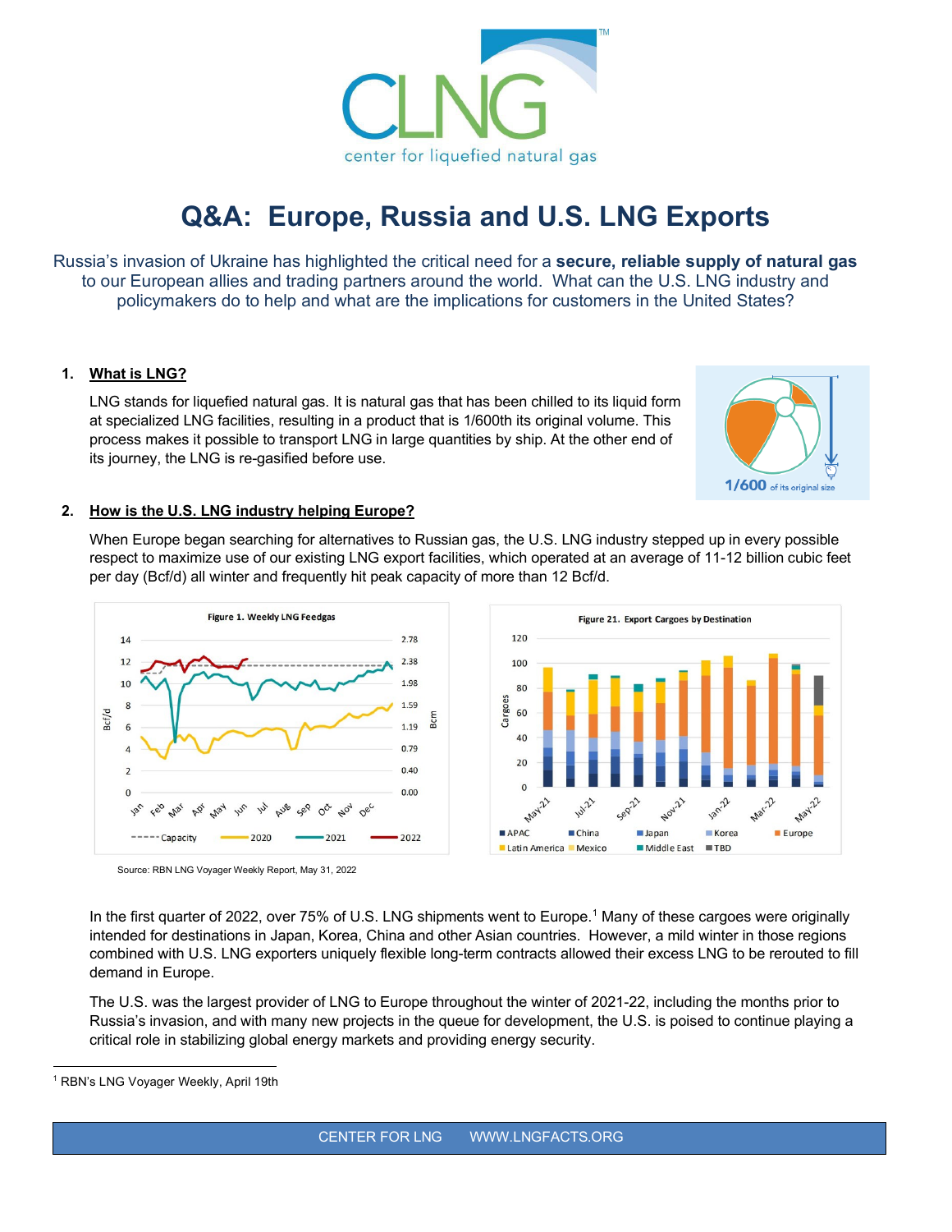# Q&A: Europe, Russia and U.S. LNG Exports

Russia's invasion of Ukraine has highlighted the critical need for a **secure, reliable supply of natural gas** to our European allies and trading partners around the world. What can the U.S. LNG industry and policymakers do to help and what are the implications for customers in the United States?

## 1. What is LNG?

LNG stands for liquefied natural gas. It is natural gas that has been chilled to its liquid form at specialized LNG facilities, resulting in a product that is 1/600th its original volume. This process makes it possible to transport LNG in large quantities by ship. At the other end of its journey, the LNG is re-gasified before use.

## 2. How is the U.S. LNG industry helping Europe?

When Europe began searching for alternatives to Russian gas, the U.S. LNG industry stepped up in every possible respect to maximize use of our existing LNG export facilities, which operated at an average of 11-12 billion cubic feet per day (Bcf/d) all winter and frequently hit peak capacity of more than 12 Bcf/d.

Figure 1. Weekly LNG Feedgas

Figure 21. Export Cargoes by Destination

Source: RBN LNG Voyager Weekly Report, May 31, 2022

In the first quarter of 2022, over 75% of U.S. LNG shipments went to Europe.[1] Many of these cargoes were originally intended for destinations in Japan, Korea, China and other Asian countries. However, a mild winter in those regions combined with U.S. LNG exporters uniquely flexible long-term contracts allowed their excess LNG to be rerouted to fill demand in Europe.

The U.S. was the largest provider of LNG to Europe throughout the winter of 2021-22, including the months prior to Russia's invasion, and with many new projects in the queue for development, the U.S. is poised to continue playing a critical role in stabilizing global energy markets and providing energy security.

[1] RBN's LNG Voyager Weekly, April 19th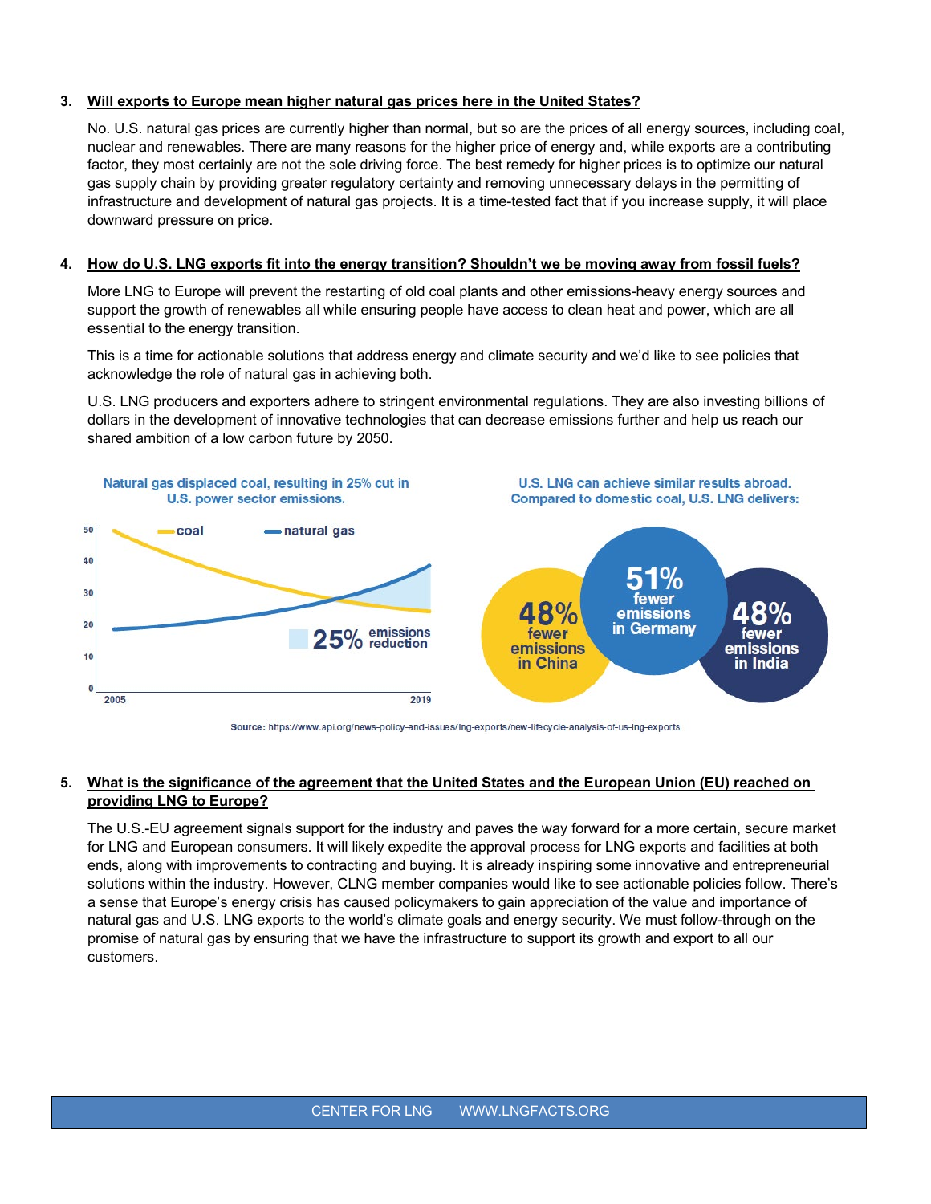3. **Will exports to Europe mean higher natural gas prices here in the United States?**

   No. U.S. natural gas prices are currently higher than normal, but so are the prices of all energy sources, including coal, nuclear and renewables. There are many reasons for the higher price of energy and, while exports are a contributing factor, they most certainly are not the sole driving force. The best remedy for higher prices is to optimize our natural gas supply chain by providing greater regulatory certainty and removing unnecessary delays in the permitting of infrastructure and development of natural gas projects. It is a time-tested fact that if you increase supply, it will place downward pressure on price.

4. **How do U.S. LNG exports fit into the energy transition? Shouldn't we be moving away from fossil fuels?**

   More LNG to Europe will prevent the restarting of old coal plants and other emissions-heavy energy sources and support the growth of renewables all while ensuring people have access to clean heat and power, which are all essential to the energy transition.

   This is a time for actionable solutions that address energy and climate security and we'd like to see policies that acknowledge the role of natural gas in achieving both.

   U.S. LNG producers and exporters adhere to stringent environmental regulations. They are also investing billions of dollars in the development of innovative technologies that can decrease emissions further and help us reach our shared ambition of a low carbon future by 2050.

Natural gas displaced coal, resulting in 25% cut in U.S. power sector emissions.

coal — natural gas

25% emissions reduction

2005 — 2019

U.S. LNG can achieve similar results abroad. Compared to domestic coal, U.S. LNG delivers:

48% fewer emissions in China

51% fewer emissions in Germany

48% fewer emissions in India

**Source:** https://www.api.org/news-policy-and-issues/lng-exports/new-lifecycle-analysis-of-us-lng-exports

5. **What is the significance of the agreement that the United States and the European Union (EU) reached on providing LNG to Europe?**

   The U.S.-EU agreement signals support for the industry and paves the way forward for a more certain, secure market for LNG and European consumers. It will likely expedite the approval process for LNG exports and facilities at both ends, along with improvements to contracting and buying. It is already inspiring some innovative and entrepreneurial solutions within the industry. However, CLNG member companies would like to see actionable policies follow. There's a sense that Europe's energy crisis has caused policymakers to gain appreciation of the value and importance of natural gas and U.S. LNG exports to the world's climate goals and energy security. We must follow-through on the promise of natural gas by ensuring that we have the infrastructure to support its growth and export to all our customers.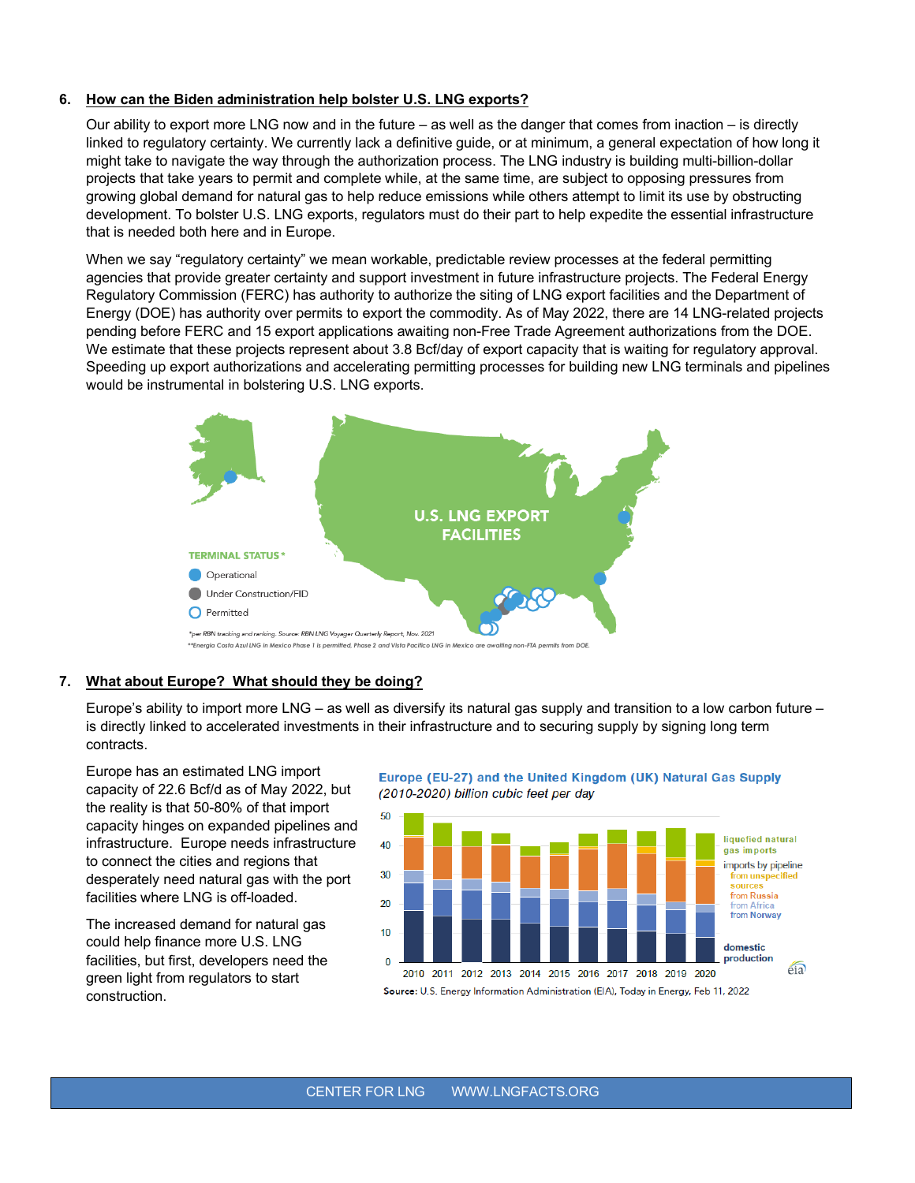6. **How can the Biden administration help bolster U.S. LNG exports?**

Our ability to export more LNG now and in the future – as well as the danger that comes from inaction – is directly linked to regulatory certainty. We currently lack a definitive guide, or at minimum, a general expectation of how long it might take to navigate the way through the authorization process. The LNG industry is building multi-billion-dollar projects that take years to permit and complete while, at the same time, are subject to opposing pressures from growing global demand for natural gas to help reduce emissions while others attempt to limit its use by obstructing development. To bolster U.S. LNG exports, regulators must do their part to help expedite the essential infrastructure that is needed both here and in Europe.

When we say "regulatory certainty" we mean workable, predictable review processes at the federal permitting agencies that provide greater certainty and support investment in future infrastructure projects. The Federal Energy Regulatory Commission (FERC) has authority to authorize the siting of LNG export facilities and the Department of Energy (DOE) has authority over permits to export the commodity. As of May 2022, there are 14 LNG-related projects pending before FERC and 15 export applications awaiting non-Free Trade Agreement authorizations from the DOE. We estimate that these projects represent about 3.8 Bcf/day of export capacity that is waiting for regulatory approval. Speeding up export authorizations and accelerating permitting processes for building new LNG terminals and pipelines would be instrumental in bolstering U.S. LNG exports.

U.S. LNG EXPORT FACILITIES

TERMINAL STATUS*
- Operational
- Under Construction/FID
- Permitted

*per RBN tracking and ranking. Source: RBN LNG Voyager Quarterly Report, Nov. 2021
**Energia Costa Azul LNG in Mexico Phase 1 is permitted, Phase 2 and Vista Pacifico LNG in Mexico are awaiting non-FTA permits from DOE.

7. **What about Europe? What should they be doing?**

Europe's ability to import more LNG – as well as diversify its natural gas supply and transition to a low carbon future – is directly linked to accelerated investments in their infrastructure and to securing supply by signing long term contracts.

Europe has an estimated LNG import capacity of 22.6 Bcf/d as of May 2022, but the reality is that 50-80% of that import capacity hinges on expanded pipelines and infrastructure. Europe needs infrastructure to connect the cities and regions that desperately need natural gas with the port facilities where LNG is off-loaded.

The increased demand for natural gas could help finance more U.S. LNG facilities, but first, developers need the green light from regulators to start construction.

Europe (EU-27) and the United Kingdom (UK) Natural Gas Supply
*(2010-2020) billion cubic feet per day*

Source: U.S. Energy Information Administration (EIA), Today in Energy, Feb 11, 2022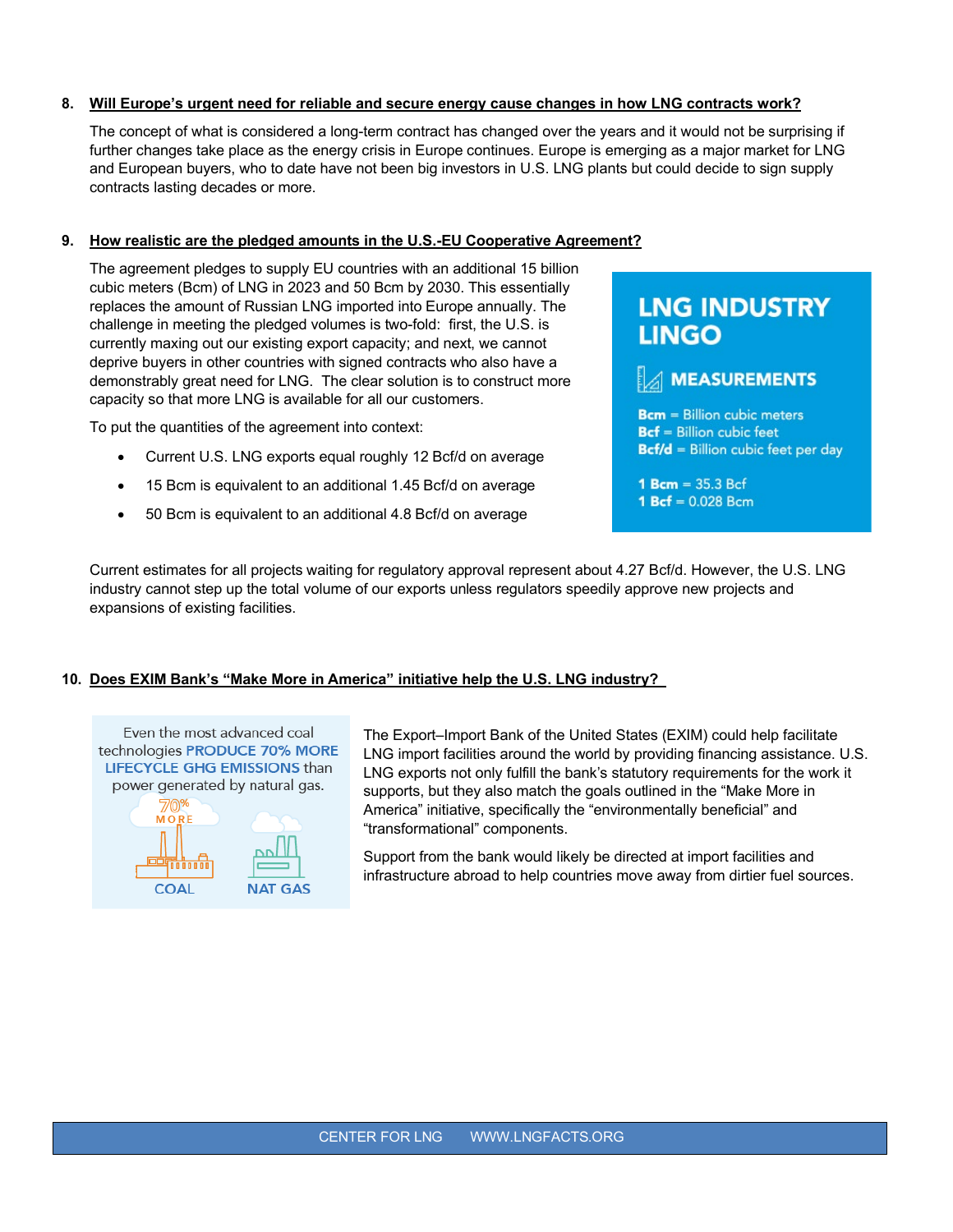**8. Will Europe's urgent need for reliable and secure energy cause changes in how LNG contracts work?**

The concept of what is considered a long-term contract has changed over the years and it would not be surprising if further changes take place as the energy crisis in Europe continues. Europe is emerging as a major market for LNG and European buyers, who to date have not been big investors in U.S. LNG plants but could decide to sign supply contracts lasting decades or more.

**9. How realistic are the pledged amounts in the U.S.-EU Cooperative Agreement?**

The agreement pledges to supply EU countries with an additional 15 billion cubic meters (Bcm) of LNG in 2023 and 50 Bcm by 2030. This essentially replaces the amount of Russian LNG imported into Europe annually. The challenge in meeting the pledged volumes is two-fold: first, the U.S. is currently maxing out our existing export capacity; and next, we cannot deprive buyers in other countries with signed contracts who also have a demonstrably great need for LNG. The clear solution is to construct more capacity so that more LNG is available for all our customers.

To put the quantities of the agreement into context:

- Current U.S. LNG exports equal roughly 12 Bcf/d on average
- 15 Bcm is equivalent to an additional 1.45 Bcf/d on average
- 50 Bcm is equivalent to an additional 4.8 Bcf/d on average

**LNG INDUSTRY LINGO**

**MEASUREMENTS**

**Bcm** = Billion cubic meters
**Bcf** = Billion cubic feet
**Bcf/d** = Billion cubic feet per day

**1 Bcm** = 35.3 Bcf
**1 Bcf** = 0.028 Bcm

Current estimates for all projects waiting for regulatory approval represent about 4.27 Bcf/d. However, the U.S. LNG industry cannot step up the total volume of our exports unless regulators speedily approve new projects and expansions of existing facilities.

**10. Does EXIM Bank's "Make More in America" initiative help the U.S. LNG industry?**

Even the most advanced coal technologies **PRODUCE 70% MORE LIFECYCLE GHG EMISSIONS** than power generated by natural gas.

70% MORE

COAL

NAT GAS

The Export–Import Bank of the United States (EXIM) could help facilitate LNG import facilities around the world by providing financing assistance. U.S. LNG exports not only fulfill the bank's statutory requirements for the work it supports, but they also match the goals outlined in the "Make More in America" initiative, specifically the "environmentally beneficial" and "transformational" components.

Support from the bank would likely be directed at import facilities and infrastructure abroad to help countries move away from dirtier fuel sources.